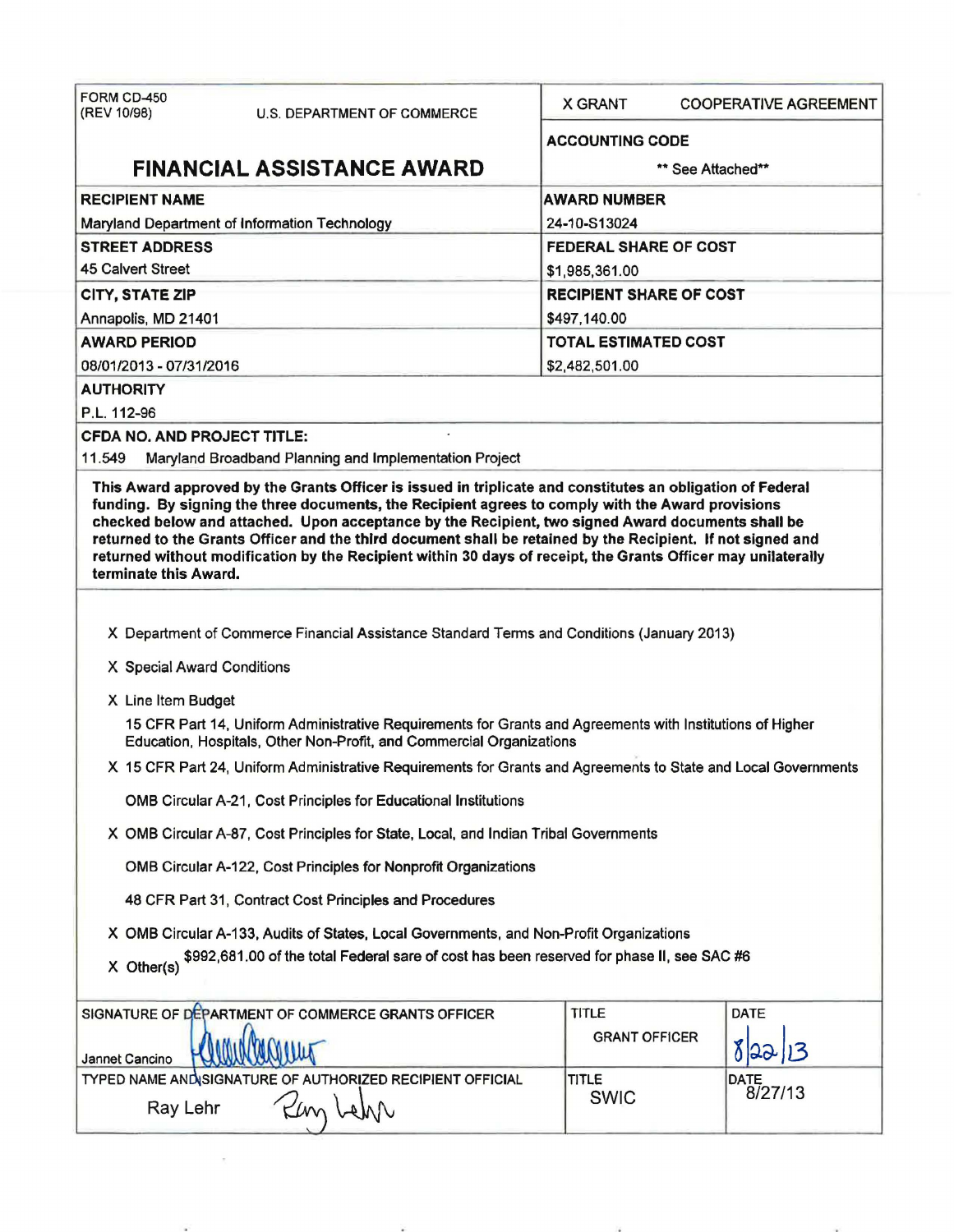| FORM CD-450 (REV 10/98) U.S. DEPARTMENT OF COMMERCE | X GRANT COOPERATIVE AGREEMENT |
|---|---|
| **FINANCIAL ASSISTANCE AWARD** | **ACCOUNTING CODE** ** See Attached** |
| **RECIPIENT NAME** Maryland Department of Information Technology | **AWARD NUMBER** 24-10-S13024 |
| **STREET ADDRESS** 45 Calvert Street | **FEDERAL SHARE OF COST** $1,985,361.00 |
| **CITY, STATE ZIP** Annapolis, MD 21401 | **RECIPIENT SHARE OF COST** $497,140.00 |
| **AWARD PERIOD** 08/01/2013 - 07/31/2016 | **TOTAL ESTIMATED COST** $2,482,501.00 |

**AUTHORITY**

P.L. 112-96

**CFDA NO. AND PROJECT TITLE:**

11.549 Maryland Broadband Planning and Implementation Project

**This Award approved by the Grants Officer is issued in triplicate and constitutes an obligation of Federal funding. By signing the three documents, the Recipient agrees to comply with the Award provisions checked below and attached. Upon acceptance by the Recipient, two signed Award documents shall be returned to the Grants Officer and the third document shall be retained by the Recipient. If not signed and returned without modification by the Recipient within 30 days of receipt, the Grants Officer may unilaterally terminate this Award.**

X Department of Commerce Financial Assistance Standard Terms and Conditions (January 2013)

X Special Award Conditions

X Line Item Budget

15 CFR Part 14, Uniform Administrative Requirements for Grants and Agreements with Institutions of Higher Education, Hospitals, Other Non-Profit, and Commercial Organizations

X 15 CFR Part 24, Uniform Administrative Requirements for Grants and Agreements to State and Local Governments

OMB Circular A-21, Cost Principles for Educational Institutions

X OMB Circular A-87, Cost Principles for State, Local, and Indian Tribal Governments

OMB Circular A-122, Cost Principles for Nonprofit Organizations

48 CFR Part 31, Contract Cost Principles and Procedures

X OMB Circular A-133, Audits of States, Local Governments, and Non-Profit Organizations

X Other(s) $992,681.00 of the total Federal sare of cost has been reserved for phase II, see SAC #6

| SIGNATURE OF DEPARTMENT OF COMMERCE GRANTS OFFICER | TITLE | DATE |
|---|---|---|
| Jannet Cancino [signature] | GRANT OFFICER | 8/22/13 |
| **TYPED NAME AND SIGNATURE OF AUTHORIZED RECIPIENT OFFICIAL** | **TITLE** | **DATE** |
| Ray Lehr [signature] | SWIC | 8/27/13 |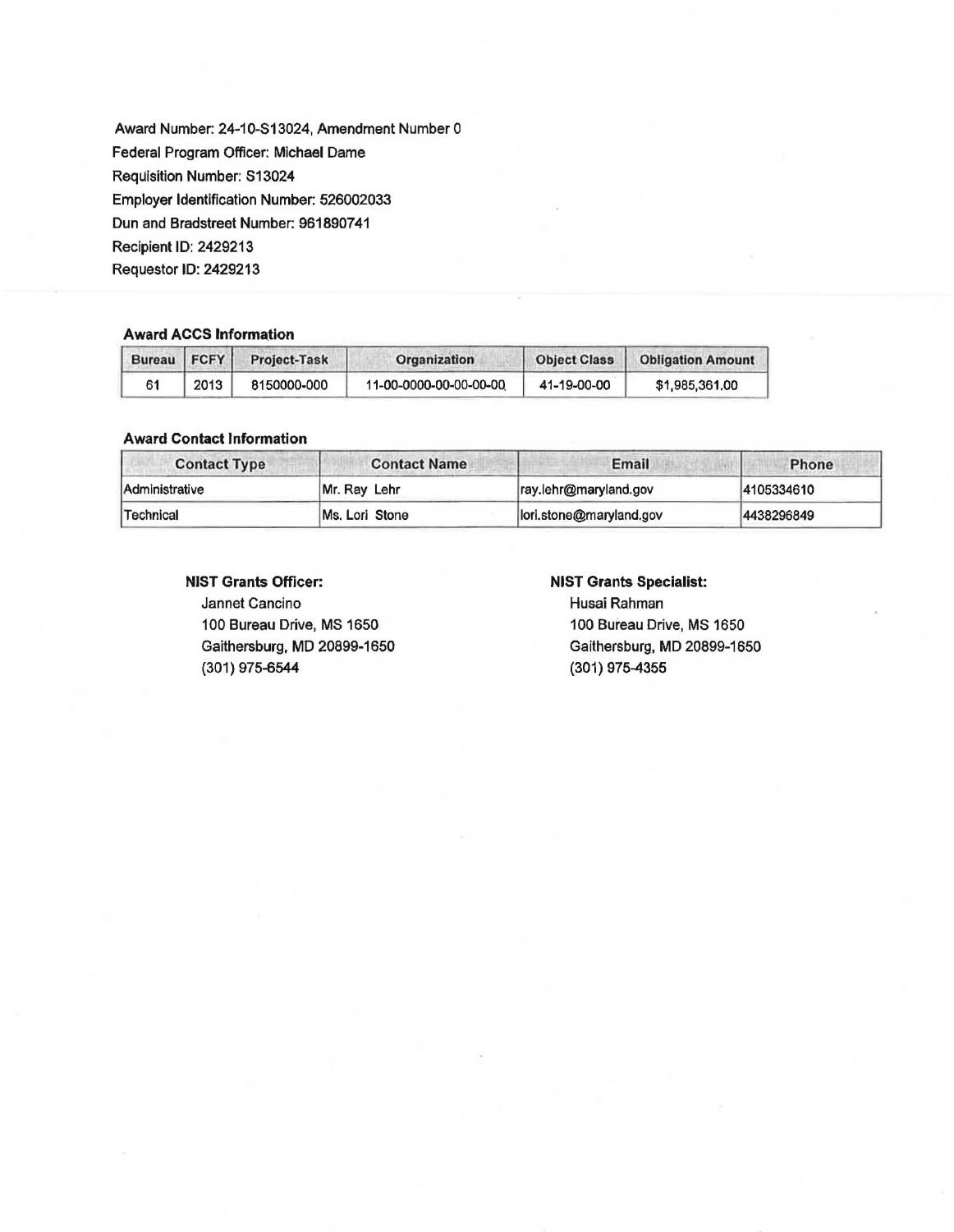Award Number: 24-10-S13024, Amendment Number 0
Federal Program Officer: Michael Dame
Requisition Number: S13024
Employer Identification Number: 526002033
Dun and Bradstreet Number: 961890741
Recipient ID: 2429213
Requestor ID: 2429213

**Award ACCS Information**

| Bureau | FCFY | Project-Task | Organization | Object Class | Obligation Amount |
|---|---|---|---|---|---|
| 61 | 2013 | 8150000-000 | 11-00-0000-00-00-00-00 | 41-19-00-00 | $1,985,361.00 |

**Award Contact Information**

| Contact Type | Contact Name | Email | Phone |
|---|---|---|---|
| Administrative | Mr. Ray Lehr | ray.lehr@maryland.gov | 4105334610 |
| Technical | Ms. Lori Stone | lori.stone@maryland.gov | 4438296849 |

**NIST Grants Officer:**
Jannet Cancino
100 Bureau Drive, MS 1650
Gaithersburg, MD 20899-1650
(301) 975-6544

**NIST Grants Specialist:**
Husai Rahman
100 Bureau Drive, MS 1650
Gaithersburg, MD 20899-1650
(301) 975-4355